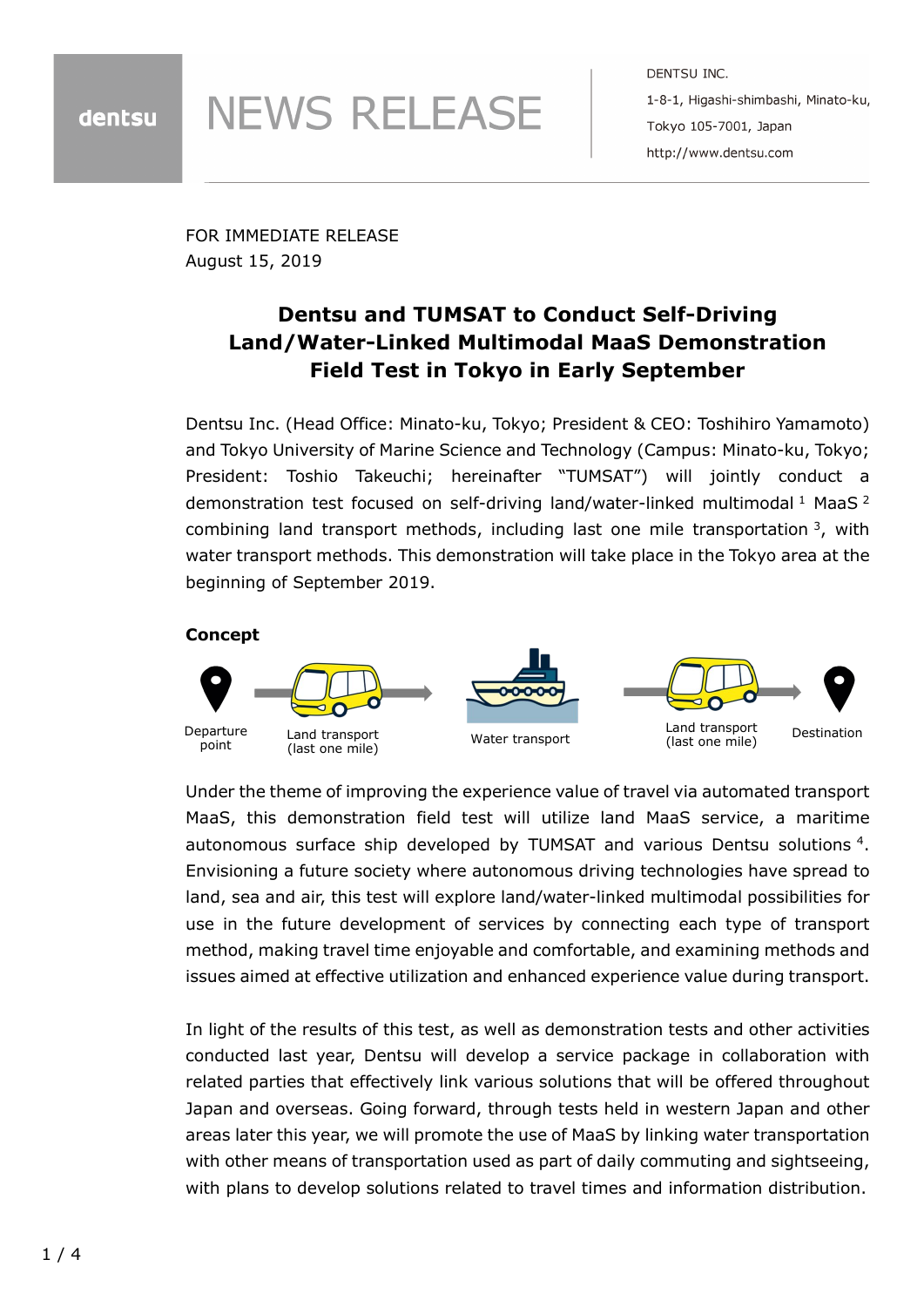dentsu

# NEWS RELEASE

DENTSU INC.
1-8-1, Higashi-shimbashi, Minato-ku,
Tokyo 105-7001, Japan
http://www.dentsu.com

FOR IMMEDIATE RELEASE
August 15, 2019

## Dentsu and TUMSAT to Conduct Self-Driving Land/Water-Linked Multimodal MaaS Demonstration Field Test in Tokyo in Early September

Dentsu Inc. (Head Office: Minato-ku, Tokyo; President & CEO: Toshihiro Yamamoto) and Tokyo University of Marine Science and Technology (Campus: Minato-ku, Tokyo; President: Toshio Takeuchi; hereinafter "TUMSAT") will jointly conduct a demonstration test focused on self-driving land/water-linked multimodal [1] MaaS [2] combining land transport methods, including last one mile transportation [3], with water transport methods. This demonstration will take place in the Tokyo area at the beginning of September 2019.

**Concept**

Departure point → Land transport (last one mile) → Water transport → Land transport (last one mile) → Destination

Under the theme of improving the experience value of travel via automated transport MaaS, this demonstration field test will utilize land MaaS service, a maritime autonomous surface ship developed by TUMSAT and various Dentsu solutions [4]. Envisioning a future society where autonomous driving technologies have spread to land, sea and air, this test will explore land/water-linked multimodal possibilities for use in the future development of services by connecting each type of transport method, making travel time enjoyable and comfortable, and examining methods and issues aimed at effective utilization and enhanced experience value during transport.

In light of the results of this test, as well as demonstration tests and other activities conducted last year, Dentsu will develop a service package in collaboration with related parties that effectively link various solutions that will be offered throughout Japan and overseas. Going forward, through tests held in western Japan and other areas later this year, we will promote the use of MaaS by linking water transportation with other means of transportation used as part of daily commuting and sightseeing, with plans to develop solutions related to travel times and information distribution.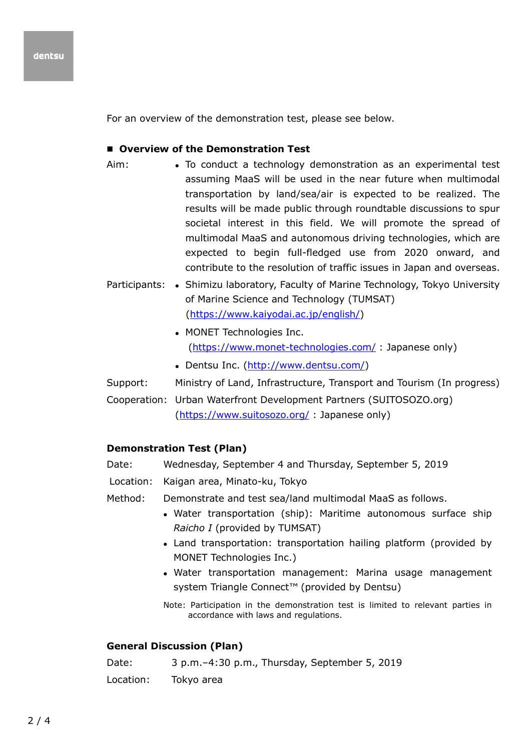For an overview of the demonstration test, please see below.

## ■ Overview of the Demonstration Test

Aim:

- To conduct a technology demonstration as an experimental test assuming MaaS will be used in the near future when multimodal transportation by land/sea/air is expected to be realized. The results will be made public through roundtable discussions to spur societal interest in this field. We will promote the spread of multimodal MaaS and autonomous driving technologies, which are expected to begin full-fledged use from 2020 onward, and contribute to the resolution of traffic issues in Japan and overseas.

Participants:

- Shimizu laboratory, Faculty of Marine Technology, Tokyo University of Marine Science and Technology (TUMSAT) (https://www.kaiyodai.ac.jp/english/)
- MONET Technologies Inc. (https://www.monet-technologies.com/ : Japanese only)
- Dentsu Inc. (http://www.dentsu.com/)

Support: Ministry of Land, Infrastructure, Transport and Tourism (In progress)

Cooperation: Urban Waterfront Development Partners (SUITOSOZO.org) (https://www.suitosozo.org/ : Japanese only)

### Demonstration Test (Plan)

Date: Wednesday, September 4 and Thursday, September 5, 2019

Location: Kaigan area, Minato-ku, Tokyo

Method: Demonstrate and test sea/land multimodal MaaS as follows.

- Water transportation (ship): Maritime autonomous surface ship *Raicho I* (provided by TUMSAT)
- Land transportation: transportation hailing platform (provided by MONET Technologies Inc.)
- Water transportation management: Marina usage management system Triangle Connect™ (provided by Dentsu)

Note: Participation in the demonstration test is limited to relevant parties in accordance with laws and regulations.

### General Discussion (Plan)

Date: 3 p.m.–4:30 p.m., Thursday, September 5, 2019

Location: Tokyo area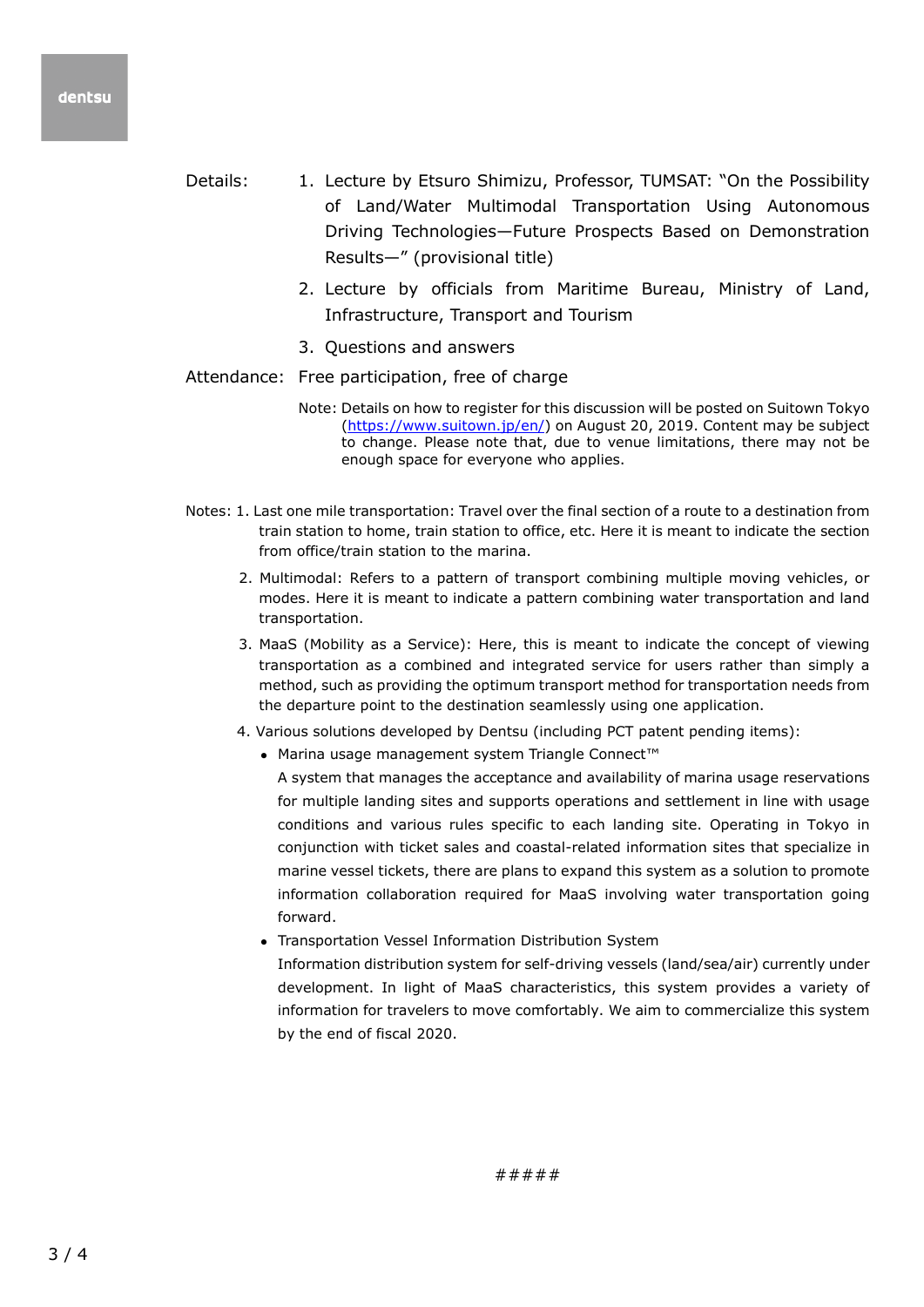Details:

1. Lecture by Etsuro Shimizu, Professor, TUMSAT: "On the Possibility of Land/Water Multimodal Transportation Using Autonomous Driving Technologies—Future Prospects Based on Demonstration Results—" (provisional title)
2. Lecture by officials from Maritime Bureau, Ministry of Land, Infrastructure, Transport and Tourism
3. Questions and answers

Attendance: Free participation, free of charge

Note: Details on how to register for this discussion will be posted on Suitown Tokyo (https://www.suitown.jp/en/) on August 20, 2019. Content may be subject to change. Please note that, due to venue limitations, there may not be enough space for everyone who applies.

Notes:

1. Last one mile transportation: Travel over the final section of a route to a destination from train station to home, train station to office, etc. Here it is meant to indicate the section from office/train station to the marina.
2. Multimodal: Refers to a pattern of transport combining multiple moving vehicles, or modes. Here it is meant to indicate a pattern combining water transportation and land transportation.
3. MaaS (Mobility as a Service): Here, this is meant to indicate the concept of viewing transportation as a combined and integrated service for users rather than simply a method, such as providing the optimum transport method for transportation needs from the departure point to the destination seamlessly using one application.
4. Various solutions developed by Dentsu (including PCT patent pending items):
   - Marina usage management system Triangle Connect™
     A system that manages the acceptance and availability of marina usage reservations for multiple landing sites and supports operations and settlement in line with usage conditions and various rules specific to each landing site. Operating in Tokyo in conjunction with ticket sales and coastal-related information sites that specialize in marine vessel tickets, there are plans to expand this system as a solution to promote information collaboration required for MaaS involving water transportation going forward.
   - Transportation Vessel Information Distribution System
     Information distribution system for self-driving vessels (land/sea/air) currently under development. In light of MaaS characteristics, this system provides a variety of information for travelers to move comfortably. We aim to commercialize this system by the end of fiscal 2020.

#####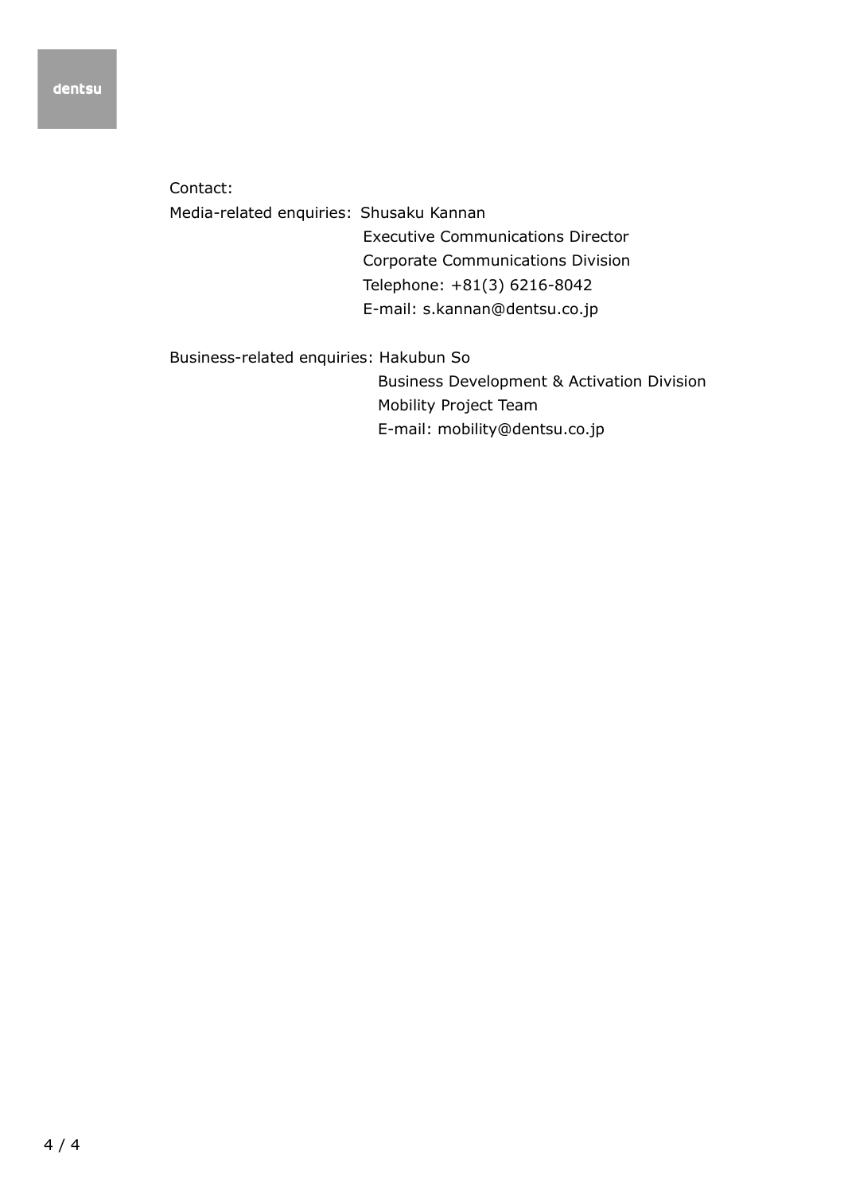Contact:

Media-related enquiries: Shusaku Kannan
Executive Communications Director
Corporate Communications Division
Telephone: +81(3) 6216-8042
E-mail: s.kannan@dentsu.co.jp

Business-related enquiries: Hakubun So
Business Development & Activation Division
Mobility Project Team
E-mail: mobility@dentsu.co.jp